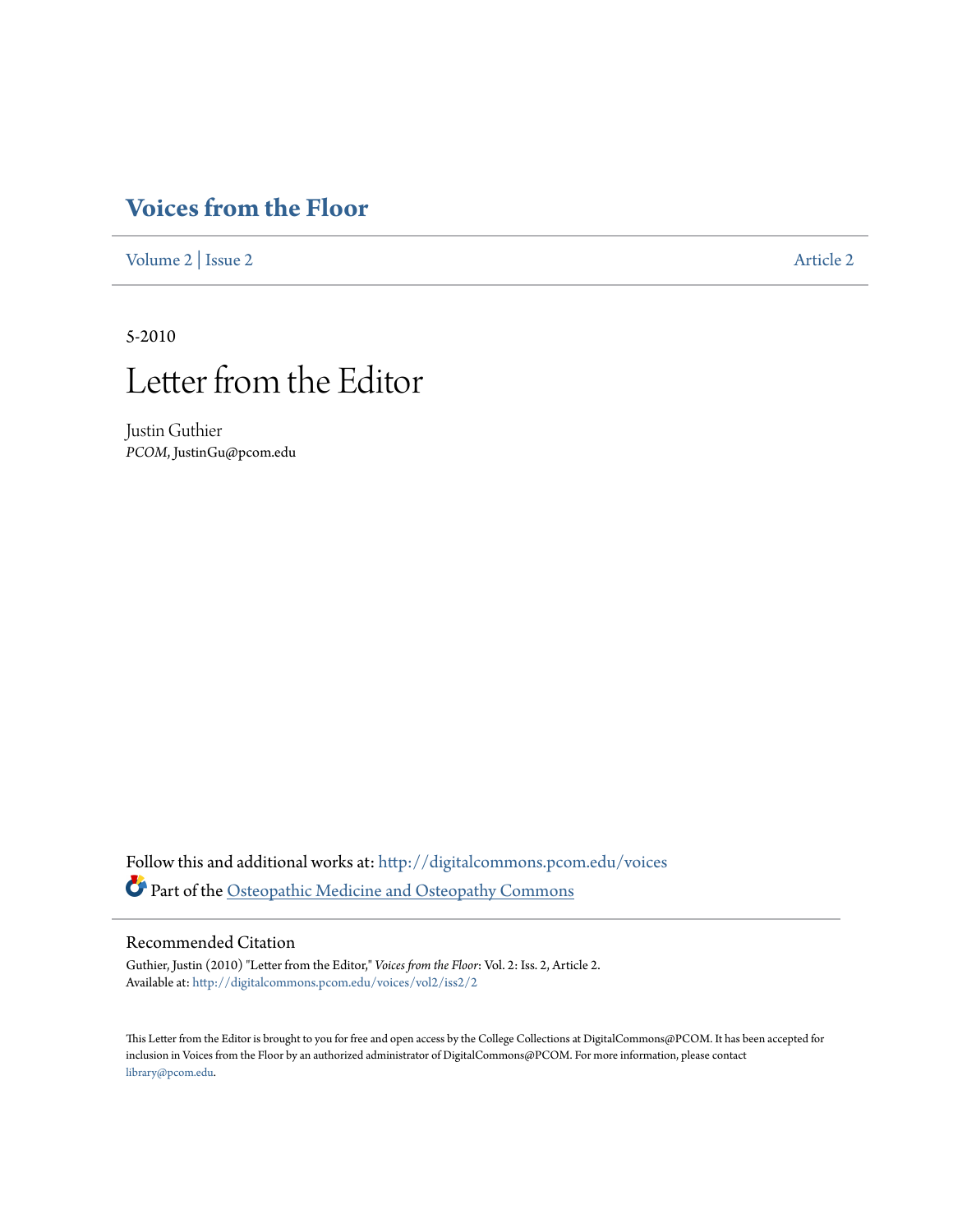# Voices from the Floor

Volume 2 | Issue 2 Article 2

5-2010

## Letter from the Editor

Justin Guthier
*PCOM*, JustinGu@pcom.edu

Follow this and additional works at: http://digitalcommons.pcom.edu/voices

Part of the Osteopathic Medicine and Osteopathy Commons

### Recommended Citation

Guthier, Justin (2010) "Letter from the Editor," *Voices from the Floor*: Vol. 2: Iss. 2, Article 2.
Available at: http://digitalcommons.pcom.edu/voices/vol2/iss2/2

This Letter from the Editor is brought to you for free and open access by the College Collections at DigitalCommons@PCOM. It has been accepted for inclusion in Voices from the Floor by an authorized administrator of DigitalCommons@PCOM. For more information, please contact library@pcom.edu.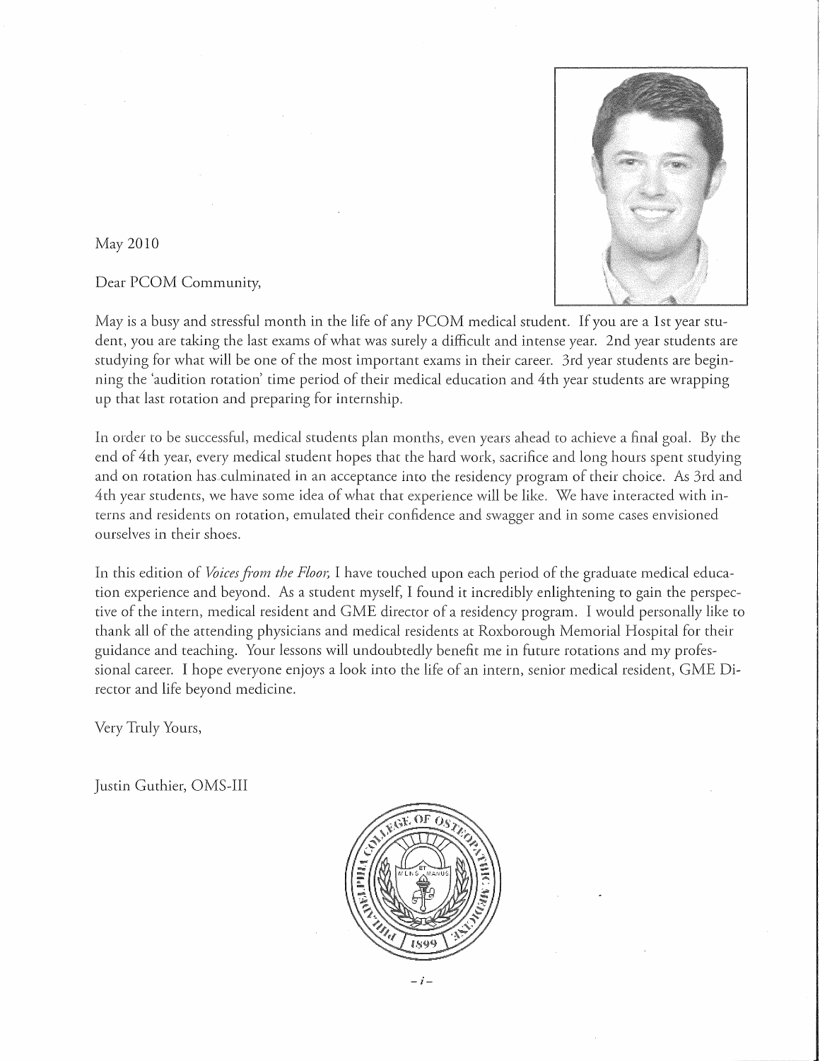May 2010

Dear PCOM Community,

May is a busy and stressful month in the life of any PCOM medical student. If you are a 1st year student, you are taking the last exams of what was surely a difficult and intense year. 2nd year students are studying for what will be one of the most important exams in their career. 3rd year students are beginning the 'audition rotation' time period of their medical education and 4th year students are wrapping up that last rotation and preparing for internship.

In order to be successful, medical students plan months, even years ahead to achieve a final goal. By the end of 4th year, every medical student hopes that the hard work, sacrifice and long hours spent studying and on rotation has culminated in an acceptance into the residency program of their choice. As 3rd and 4th year students, we have some idea of what that experience will be like. We have interacted with interns and residents on rotation, emulated their confidence and swagger and in some cases envisioned ourselves in their shoes.

In this edition of *Voices from the Floor,* I have touched upon each period of the graduate medical education experience and beyond. As a student myself, I found it incredibly enlightening to gain the perspective of the intern, medical resident and GME director of a residency program. I would personally like to thank all of the attending physicians and medical residents at Roxborough Memorial Hospital for their guidance and teaching. Your lessons will undoubtedly benefit me in future rotations and my professional career. I hope everyone enjoys a look into the life of an intern, senior medical resident, GME Director and life beyond medicine.

Very Truly Yours,

Justin Guthier, OMS-III